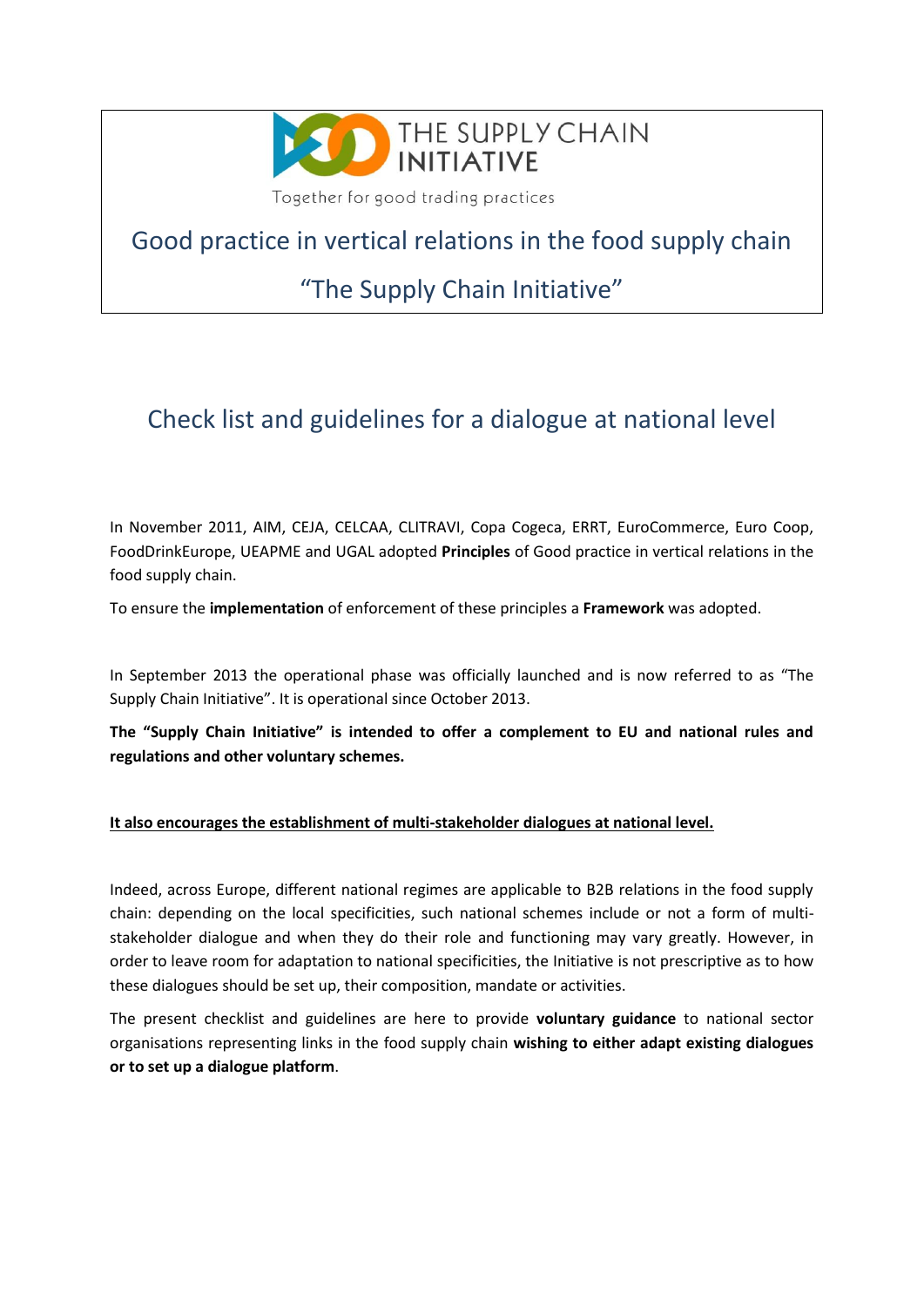THE SUPPLY CHAIN INITIATIVE

Together for good trading practices

# Good practice in vertical relations in the food supply chain

# "The Supply Chain Initiative"

## Check list and guidelines for a dialogue at national level

In November 2011, AIM, CEJA, CELCAA, CLITRAVI, Copa Cogeca, ERRT, EuroCommerce, Euro Coop, FoodDrinkEurope, UEAPME and UGAL adopted **Principles** of Good practice in vertical relations in the food supply chain.

To ensure the **implementation** of enforcement of these principles a **Framework** was adopted.

In September 2013 the operational phase was officially launched and is now referred to as "The Supply Chain Initiative". It is operational since October 2013.

**The "Supply Chain Initiative" is intended to offer a complement to EU and national rules and regulations and other voluntary schemes.**

<u>**It also encourages the establishment of multi-stakeholder dialogues at national level.**</u>

Indeed, across Europe, different national regimes are applicable to B2B relations in the food supply chain: depending on the local specificities, such national schemes include or not a form of multi-stakeholder dialogue and when they do their role and functioning may vary greatly. However, in order to leave room for adaptation to national specificities, the Initiative is not prescriptive as to how these dialogues should be set up, their composition, mandate or activities.

The present checklist and guidelines are here to provide **voluntary guidance** to national sector organisations representing links in the food supply chain **wishing to either adapt existing dialogues or to set up a dialogue platform**.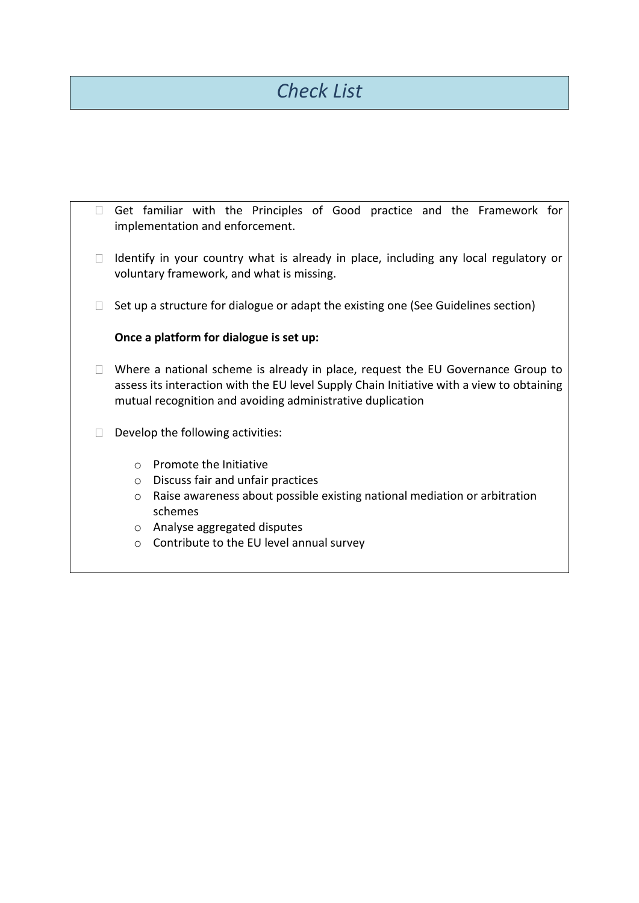# *Check List*

- [ ] Get familiar with the Principles of Good practice and the Framework for implementation and enforcement.

- [ ] Identify in your country what is already in place, including any local regulatory or voluntary framework, and what is missing.

- [ ] Set up a structure for dialogue or adapt the existing one (See Guidelines section)

**Once a platform for dialogue is set up:**

- [ ] Where a national scheme is already in place, request the EU Governance Group to assess its interaction with the EU level Supply Chain Initiative with a view to obtaining mutual recognition and avoiding administrative duplication

- [ ] Develop the following activities:

    - Promote the Initiative
    - Discuss fair and unfair practices
    - Raise awareness about possible existing national mediation or arbitration schemes
    - Analyse aggregated disputes
    - Contribute to the EU level annual survey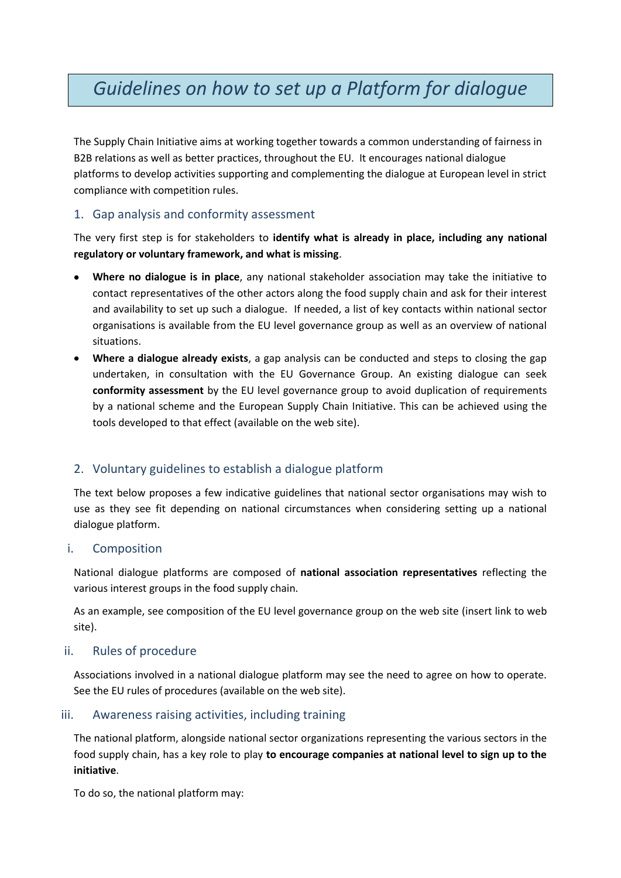# *Guidelines on how to set up a Platform for dialogue*

The Supply Chain Initiative aims at working together towards a common understanding of fairness in B2B relations as well as better practices, throughout the EU. It encourages national dialogue platforms to develop activities supporting and complementing the dialogue at European level in strict compliance with competition rules.

## 1. Gap analysis and conformity assessment

The very first step is for stakeholders to **identify what is already in place, including any national regulatory or voluntary framework, and what is missing**.

- **Where no dialogue is in place**, any national stakeholder association may take the initiative to contact representatives of the other actors along the food supply chain and ask for their interest and availability to set up such a dialogue. If needed, a list of key contacts within national sector organisations is available from the EU level governance group as well as an overview of national situations.
- **Where a dialogue already exists**, a gap analysis can be conducted and steps to closing the gap undertaken, in consultation with the EU Governance Group. An existing dialogue can seek **conformity assessment** by the EU level governance group to avoid duplication of requirements by a national scheme and the European Supply Chain Initiative. This can be achieved using the tools developed to that effect (available on the web site).

## 2. Voluntary guidelines to establish a dialogue platform

The text below proposes a few indicative guidelines that national sector organisations may wish to use as they see fit depending on national circumstances when considering setting up a national dialogue platform.

### i. Composition

National dialogue platforms are composed of **national association representatives** reflecting the various interest groups in the food supply chain.

As an example, see composition of the EU level governance group on the web site (insert link to web site).

### ii. Rules of procedure

Associations involved in a national dialogue platform may see the need to agree on how to operate. See the EU rules of procedures (available on the web site).

### iii. Awareness raising activities, including training

The national platform, alongside national sector organizations representing the various sectors in the food supply chain, has a key role to play **to encourage companies at national level to sign up to the initiative**.

To do so, the national platform may: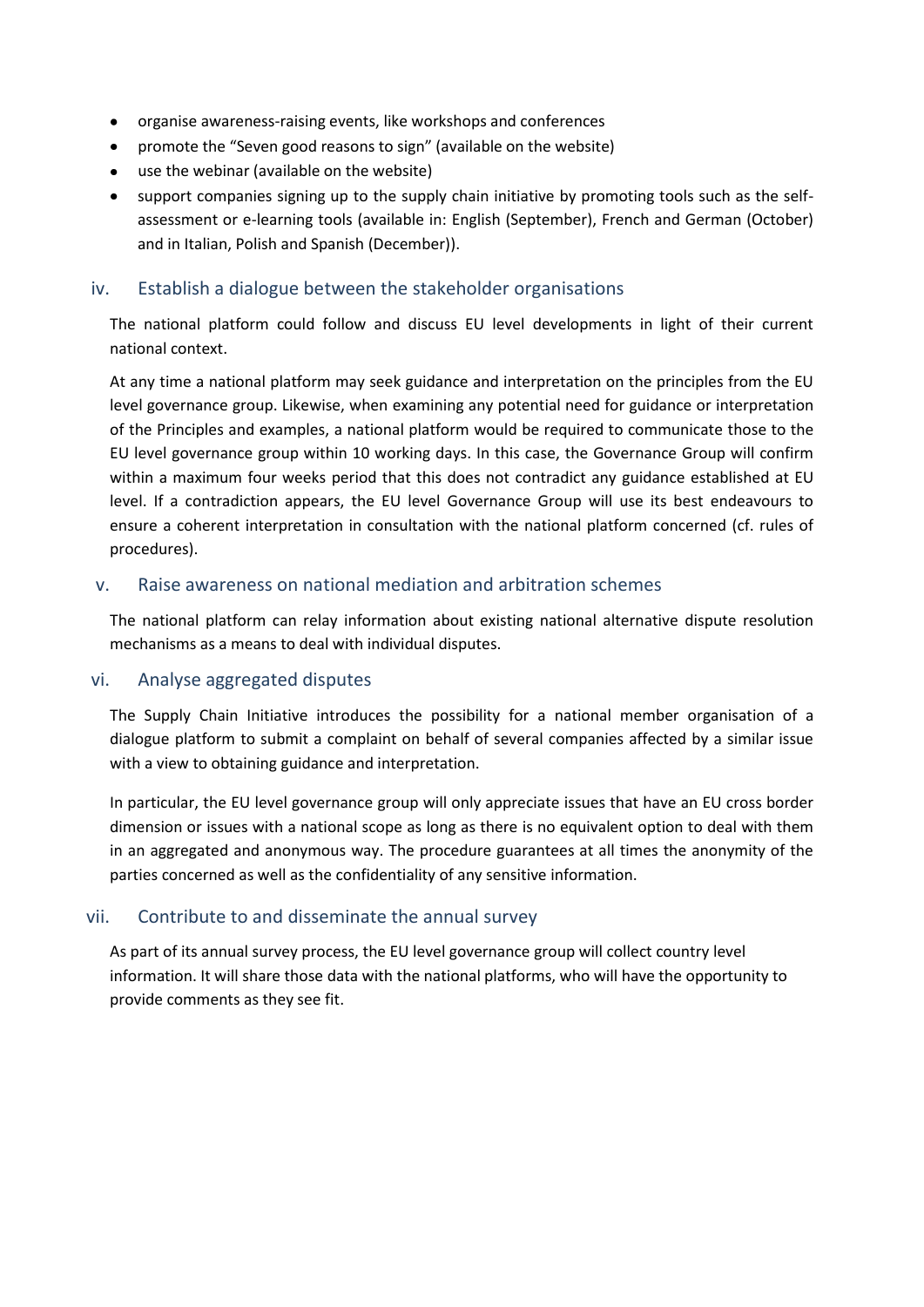- organise awareness-raising events, like workshops and conferences
- promote the "Seven good reasons to sign" (available on the website)
- use the webinar (available on the website)
- support companies signing up to the supply chain initiative by promoting tools such as the self-assessment or e-learning tools (available in: English (September), French and German (October) and in Italian, Polish and Spanish (December)).

### iv. Establish a dialogue between the stakeholder organisations

The national platform could follow and discuss EU level developments in light of their current national context.

At any time a national platform may seek guidance and interpretation on the principles from the EU level governance group. Likewise, when examining any potential need for guidance or interpretation of the Principles and examples, a national platform would be required to communicate those to the EU level governance group within 10 working days. In this case, the Governance Group will confirm within a maximum four weeks period that this does not contradict any guidance established at EU level. If a contradiction appears, the EU level Governance Group will use its best endeavours to ensure a coherent interpretation in consultation with the national platform concerned (cf. rules of procedures).

### v. Raise awareness on national mediation and arbitration schemes

The national platform can relay information about existing national alternative dispute resolution mechanisms as a means to deal with individual disputes.

### vi. Analyse aggregated disputes

The Supply Chain Initiative introduces the possibility for a national member organisation of a dialogue platform to submit a complaint on behalf of several companies affected by a similar issue with a view to obtaining guidance and interpretation.

In particular, the EU level governance group will only appreciate issues that have an EU cross border dimension or issues with a national scope as long as there is no equivalent option to deal with them in an aggregated and anonymous way. The procedure guarantees at all times the anonymity of the parties concerned as well as the confidentiality of any sensitive information.

### vii. Contribute to and disseminate the annual survey

As part of its annual survey process, the EU level governance group will collect country level information. It will share those data with the national platforms, who will have the opportunity to provide comments as they see fit.